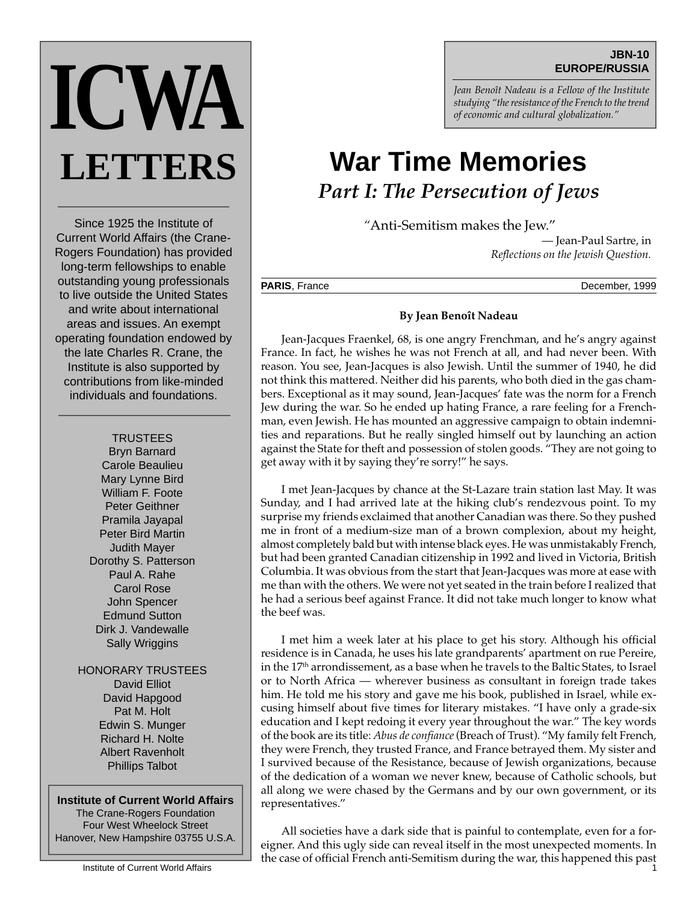# ICWA LETTERS

Since 1925 the Institute of Current World Affairs (the Crane-Rogers Foundation) has provided long-term fellowships to enable outstanding young professionals to live outside the United States and write about international areas and issues. An exempt operating foundation endowed by the late Charles R. Crane, the Institute is also supported by contributions from like-minded individuals and foundations.

TRUSTEES
Bryn Barnard
Carole Beaulieu
Mary Lynne Bird
William F. Foote
Peter Geithner
Pramila Jayapal
Peter Bird Martin
Judith Mayer
Dorothy S. Patterson
Paul A. Rahe
Carol Rose
John Spencer
Edmund Sutton
Dirk J. Vandewalle
Sally Wriggins

HONORARY TRUSTEES
David Elliot
David Hapgood
Pat M. Holt
Edwin S. Munger
Richard H. Nolte
Albert Ravenholt
Phillips Talbot

**Institute of Current World Affairs**
The Crane-Rogers Foundation
Four West Wheelock Street
Hanover, New Hampshire 03755 U.S.A.

**JBN-10**
**EUROPE/RUSSIA**

*Jean Benoît Nadeau is a Fellow of the Institute studying "the resistance of the French to the trend of economic and cultural globalization."*

# War Time Memories

## *Part I: The Persecution of Jews*

"Anti-Semitism makes the Jew."

— Jean-Paul Sartre, in *Reflections on the Jewish Question.*

**PARIS**, France — December, 1999

**By Jean Benoît Nadeau**

Jean-Jacques Fraenkel, 68, is one angry Frenchman, and he's angry against France. In fact, he wishes he was not French at all, and had never been. With reason. You see, Jean-Jacques is also Jewish. Until the summer of 1940, he did not think this mattered. Neither did his parents, who both died in the gas chambers. Exceptional as it may sound, Jean-Jacques' fate was the norm for a French Jew during the war. So he ended up hating France, a rare feeling for a Frenchman, even Jewish. He has mounted an aggressive campaign to obtain indemnities and reparations. But he really singled himself out by launching an action against the State for theft and possession of stolen goods. "They are not going to get away with it by saying they're sorry!" he says.

I met Jean-Jacques by chance at the St-Lazare train station last May. It was Sunday, and I had arrived late at the hiking club's rendezvous point. To my surprise my friends exclaimed that another Canadian was there. So they pushed me in front of a medium-size man of a brown complexion, about my height, almost completely bald but with intense black eyes. He was unmistakably French, but had been granted Canadian citizenship in 1992 and lived in Victoria, British Columbia. It was obvious from the start that Jean-Jacques was more at ease with me than with the others. We were not yet seated in the train before I realized that he had a serious beef against France. It did not take much longer to know what the beef was.

I met him a week later at his place to get his story. Although his official residence is in Canada, he uses his late grandparents' apartment on rue Pereire, in the 17th arrondissement, as a base when he travels to the Baltic States, to Israel or to North Africa — wherever business as consultant in foreign trade takes him. He told me his story and gave me his book, published in Israel, while excusing himself about five times for literary mistakes. "I have only a grade-six education and I kept redoing it every year throughout the war." The key words of the book are its title: *Abus de confiance* (Breach of Trust). "My family felt French, they were French, they trusted France, and France betrayed them. My sister and I survived because of the Resistance, because of Jewish organizations, because of the dedication of a woman we never knew, because of Catholic schools, but all along we were chased by the Germans and by our own government, or its representatives."

All societies have a dark side that is painful to contemplate, even for a foreigner. And this ugly side can reveal itself in the most unexpected moments. In the case of official French anti-Semitism during the war, this happened this past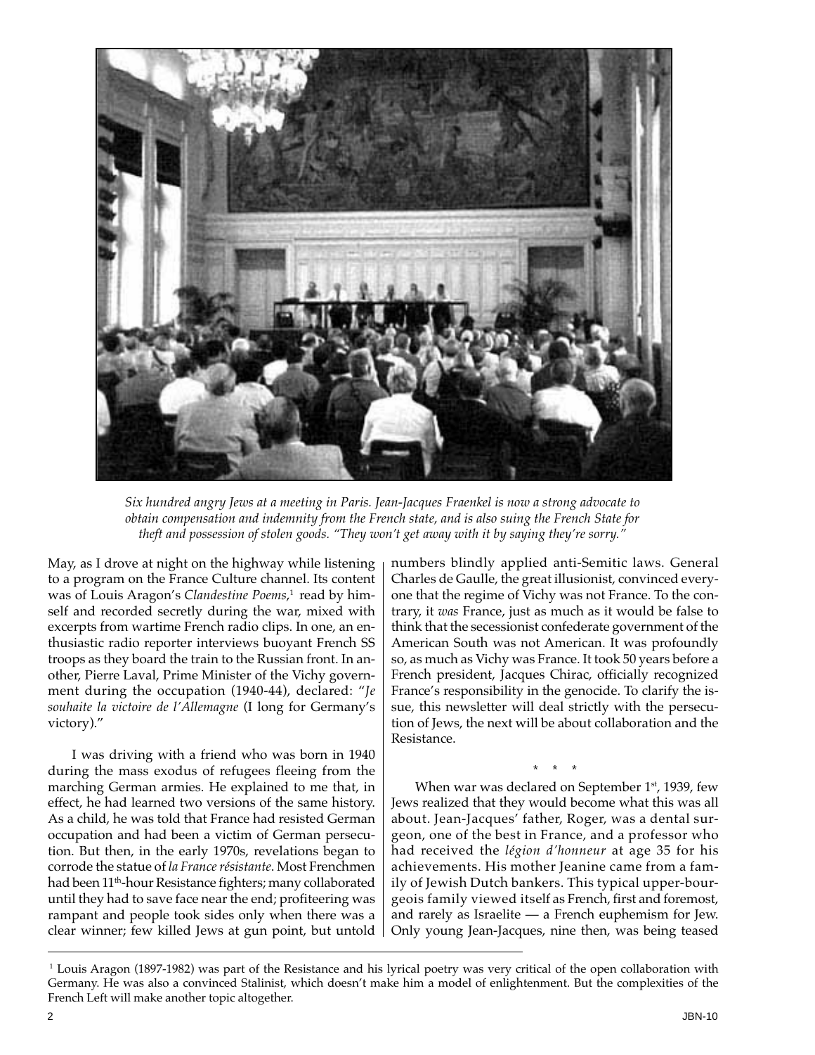*Six hundred angry Jews at a meeting in Paris. Jean-Jacques Fraenkel is now a strong advocate to obtain compensation and indemnity from the French state, and is also suing the French State for theft and possession of stolen goods. "They won't get away with it by saying they're sorry."*

May, as I drove at night on the highway while listening to a program on the France Culture channel. Its content was of Louis Aragon's *Clandestine Poems*,[1] read by himself and recorded secretly during the war, mixed with excerpts from wartime French radio clips. In one, an enthusiastic radio reporter interviews buoyant French SS troops as they board the train to the Russian front. In another, Pierre Laval, Prime Minister of the Vichy government during the occupation (1940-44), declared: "*Je souhaite la victoire de l'Allemagne* (I long for Germany's victory)."

I was driving with a friend who was born in 1940 during the mass exodus of refugees fleeing from the marching German armies. He explained to me that, in effect, he had learned two versions of the same history. As a child, he was told that France had resisted German occupation and had been a victim of German persecution. But then, in the early 1970s, revelations began to corrode the statue of *la France résistante*. Most Frenchmen had been 11th-hour Resistance fighters; many collaborated until they had to save face near the end; profiteering was rampant and people took sides only when there was a clear winner; few killed Jews at gun point, but untold numbers blindly applied anti-Semitic laws. General Charles de Gaulle, the great illusionist, convinced everyone that the regime of Vichy was not France. To the contrary, it *was* France, just as much as it would be false to think that the secessionist confederate government of the American South was not American. It was profoundly so, as much as Vichy was France. It took 50 years before a French president, Jacques Chirac, officially recognized France's responsibility in the genocide. To clarify the issue, this newsletter will deal strictly with the persecution of Jews, the next will be about collaboration and the Resistance.

\* \* \*

When war was declared on September 1st, 1939, few Jews realized that they would become what this was all about. Jean-Jacques' father, Roger, was a dental surgeon, one of the best in France, and a professor who had received the *légion d'honneur* at age 35 for his achievements. His mother Jeanine came from a family of Jewish Dutch bankers. This typical upper-bourgeois family viewed itself as French, first and foremost, and rarely as Israelite — a French euphemism for Jew. Only young Jean-Jacques, nine then, was being teased

[1] Louis Aragon (1897-1982) was part of the Resistance and his lyrical poetry was very critical of the open collaboration with Germany. He was also a convinced Stalinist, which doesn't make him a model of enlightenment. But the complexities of the French Left will make another topic altogether.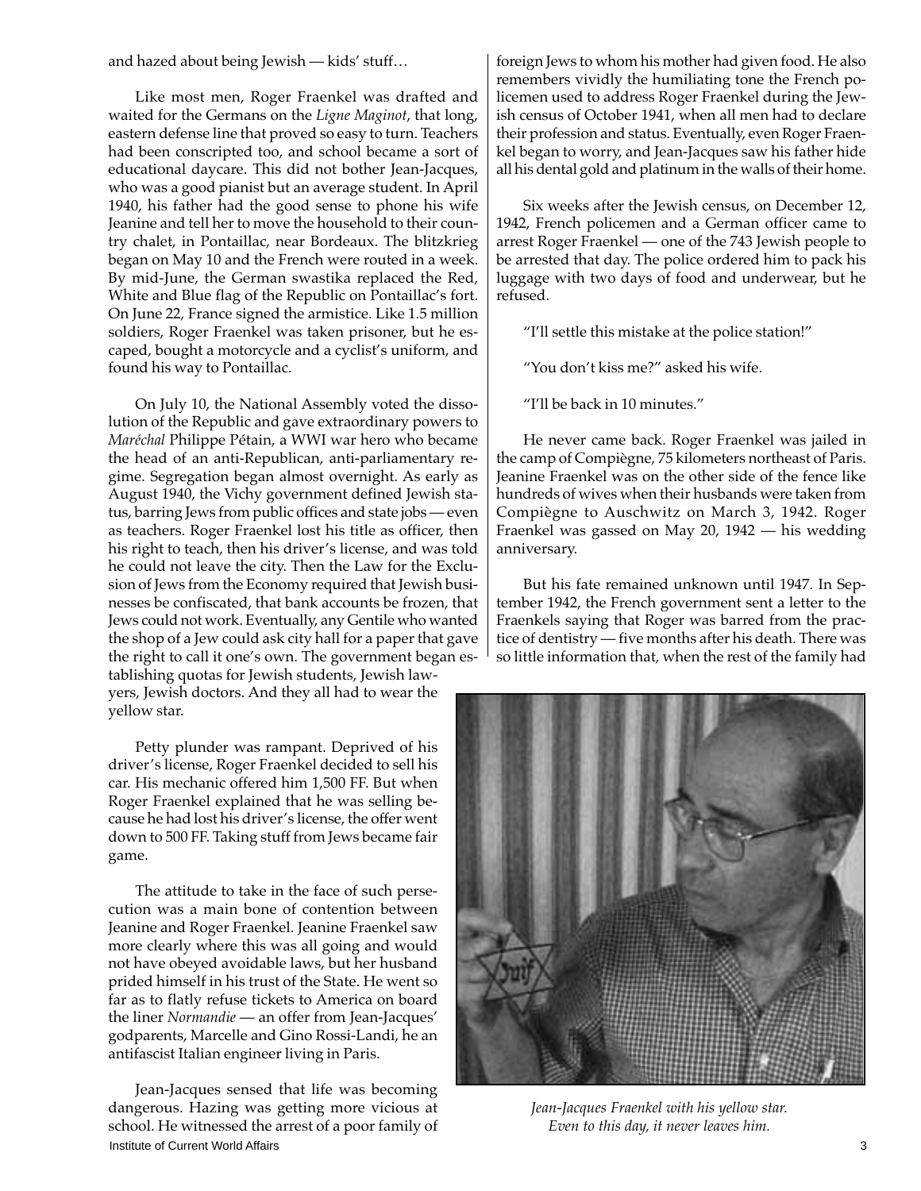and hazed about being Jewish — kids' stuff…

Like most men, Roger Fraenkel was drafted and waited for the Germans on the *Ligne Maginot*, that long, eastern defense line that proved so easy to turn. Teachers had been conscripted too, and school became a sort of educational daycare. This did not bother Jean-Jacques, who was a good pianist but an average student. In April 1940, his father had the good sense to phone his wife Jeanine and tell her to move the household to their country chalet, in Pontaillac, near Bordeaux. The blitzkrieg began on May 10 and the French were routed in a week. By mid-June, the German swastika replaced the Red, White and Blue flag of the Republic on Pontaillac's fort. On June 22, France signed the armistice. Like 1.5 million soldiers, Roger Fraenkel was taken prisoner, but he escaped, bought a motorcycle and a cyclist's uniform, and found his way to Pontaillac.

On July 10, the National Assembly voted the dissolution of the Republic and gave extraordinary powers to *Maréchal* Philippe Pétain, a WWI war hero who became the head of an anti-Republican, anti-parliamentary regime. Segregation began almost overnight. As early as August 1940, the Vichy government defined Jewish status, barring Jews from public offices and state jobs — even as teachers. Roger Fraenkel lost his title as officer, then his right to teach, then his driver's license, and was told he could not leave the city. Then the Law for the Exclusion of Jews from the Economy required that Jewish businesses be confiscated, that bank accounts be frozen, that Jews could not work. Eventually, any Gentile who wanted the shop of a Jew could ask city hall for a paper that gave the right to call it one's own. The government began establishing quotas for Jewish students, Jewish lawyers, Jewish doctors. And they all had to wear the yellow star.

Petty plunder was rampant. Deprived of his driver's license, Roger Fraenkel decided to sell his car. His mechanic offered him 1,500 FF. But when Roger Fraenkel explained that he was selling because he had lost his driver's license, the offer went down to 500 FF. Taking stuff from Jews became fair game.

The attitude to take in the face of such persecution was a main bone of contention between Jeanine and Roger Fraenkel. Jeanine Fraenkel saw more clearly where this was all going and would not have obeyed avoidable laws, but her husband prided himself in his trust of the State. He went so far as to flatly refuse tickets to America on board the liner *Normandie* — an offer from Jean-Jacques' godparents, Marcelle and Gino Rossi-Landi, he an antifascist Italian engineer living in Paris.

Jean-Jacques sensed that life was becoming dangerous. Hazing was getting more vicious at school. He witnessed the arrest of a poor family of foreign Jews to whom his mother had given food. He also remembers vividly the humiliating tone the French policemen used to address Roger Fraenkel during the Jewish census of October 1941, when all men had to declare their profession and status. Eventually, even Roger Fraenkel began to worry, and Jean-Jacques saw his father hide all his dental gold and platinum in the walls of their home.

Six weeks after the Jewish census, on December 12, 1942, French policemen and a German officer came to arrest Roger Fraenkel — one of the 743 Jewish people to be arrested that day. The police ordered him to pack his luggage with two days of food and underwear, but he refused.

"I'll settle this mistake at the police station!"

"You don't kiss me?" asked his wife.

"I'll be back in 10 minutes."

He never came back. Roger Fraenkel was jailed in the camp of Compiègne, 75 kilometers northeast of Paris. Jeanine Fraenkel was on the other side of the fence like hundreds of wives when their husbands were taken from Compiègne to Auschwitz on March 3, 1942. Roger Fraenkel was gassed on May 20, 1942 — his wedding anniversary.

But his fate remained unknown until 1947. In September 1942, the French government sent a letter to the Fraenkels saying that Roger was barred from the practice of dentistry — five months after his death. There was so little information that, when the rest of the family had

*Jean-Jacques Fraenkel with his yellow star. Even to this day, it never leaves him.*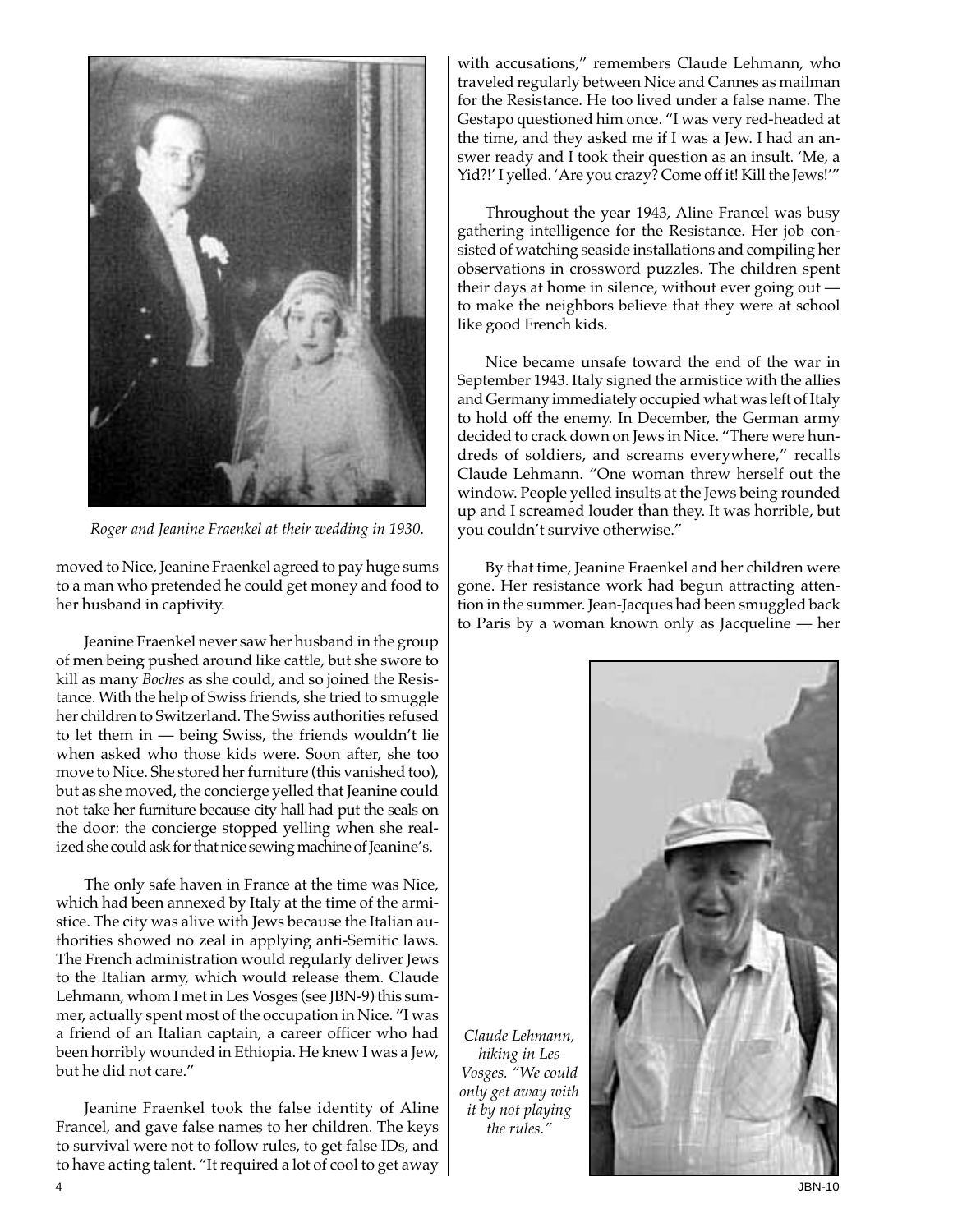Roger and Jeanine Fraenkel at their wedding in 1930.

moved to Nice, Jeanine Fraenkel agreed to pay huge sums to a man who pretended he could get money and food to her husband in captivity.

Jeanine Fraenkel never saw her husband in the group of men being pushed around like cattle, but she swore to kill as many *Boches* as she could, and so joined the Resistance. With the help of Swiss friends, she tried to smuggle her children to Switzerland. The Swiss authorities refused to let them in — being Swiss, the friends wouldn't lie when asked who those kids were. Soon after, she too move to Nice. She stored her furniture (this vanished too), but as she moved, the concierge yelled that Jeanine could not take her furniture because city hall had put the seals on the door: the concierge stopped yelling when she realized she could ask for that nice sewing machine of Jeanine's.

The only safe haven in France at the time was Nice, which had been annexed by Italy at the time of the armistice. The city was alive with Jews because the Italian authorities showed no zeal in applying anti-Semitic laws. The French administration would regularly deliver Jews to the Italian army, which would release them. Claude Lehmann, whom I met in Les Vosges (see JBN-9) this summer, actually spent most of the occupation in Nice. "I was a friend of an Italian captain, a career officer who had been horribly wounded in Ethiopia. He knew I was a Jew, but he did not care."

Jeanine Fraenkel took the false identity of Aline Francel, and gave false names to her children. The keys to survival were not to follow rules, to get false IDs, and to have acting talent. "It required a lot of cool to get away with accusations," remembers Claude Lehmann, who traveled regularly between Nice and Cannes as mailman for the Resistance. He too lived under a false name. The Gestapo questioned him once. "I was very red-headed at the time, and they asked me if I was a Jew. I had an answer ready and I took their question as an insult. 'Me, a Yid?!' I yelled. 'Are you crazy? Come off it! Kill the Jews!'"

Throughout the year 1943, Aline Francel was busy gathering intelligence for the Resistance. Her job consisted of watching seaside installations and compiling her observations in crossword puzzles. The children spent their days at home in silence, without ever going out — to make the neighbors believe that they were at school like good French kids.

Nice became unsafe toward the end of the war in September 1943. Italy signed the armistice with the allies and Germany immediately occupied what was left of Italy to hold off the enemy. In December, the German army decided to crack down on Jews in Nice. "There were hundreds of soldiers, and screams everywhere," recalls Claude Lehmann. "One woman threw herself out the window. People yelled insults at the Jews being rounded up and I screamed louder than they. It was horrible, but you couldn't survive otherwise."

By that time, Jeanine Fraenkel and her children were gone. Her resistance work had begun attracting attention in the summer. Jean-Jacques had been smuggled back to Paris by a woman known only as Jacqueline — her

*Claude Lehmann, hiking in Les Vosges. "We could only get away with it by not playing the rules."*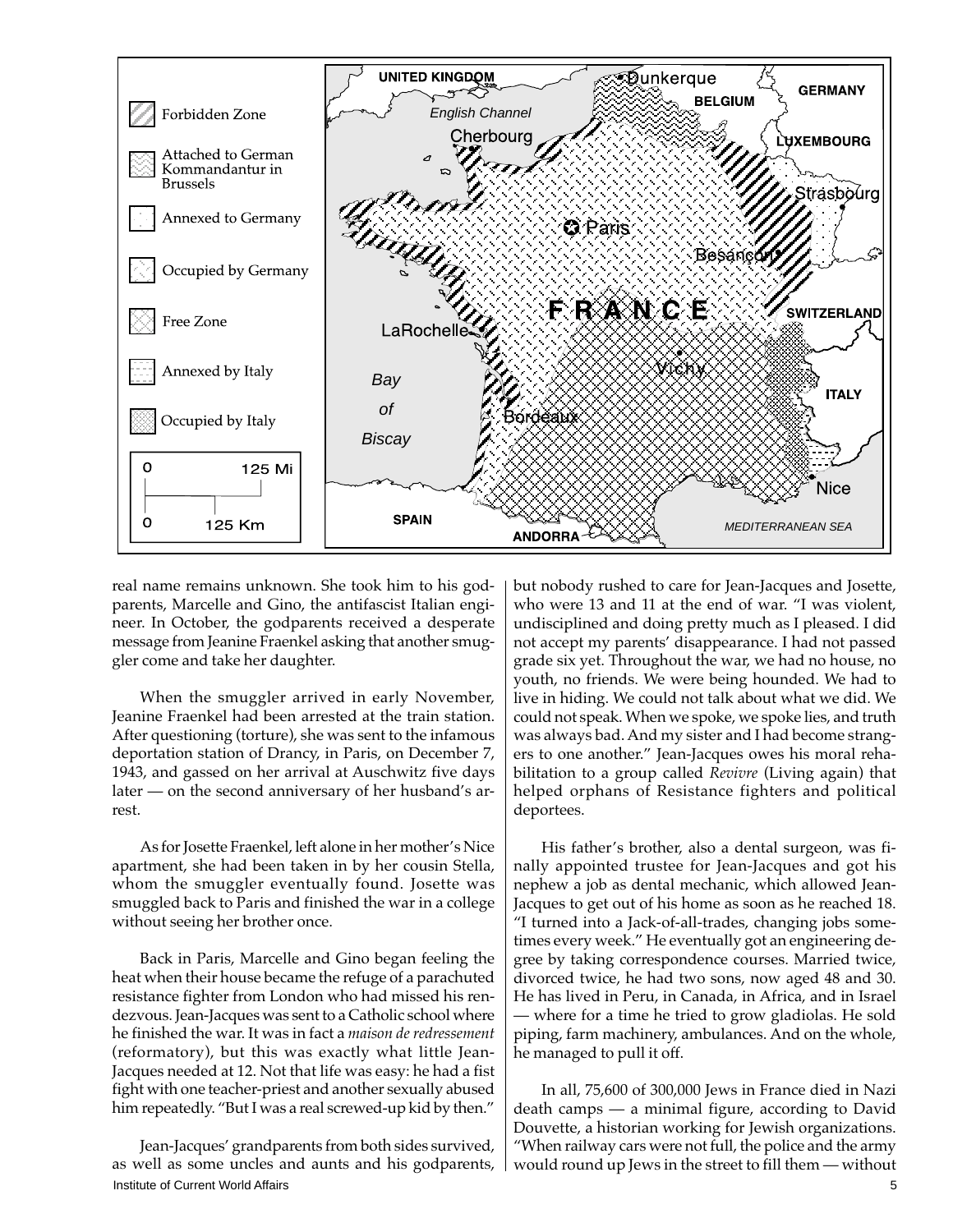Forbidden Zone

Attached to German Kommandantur in Brussels

Annexed to Germany

Occupied by Germany

Free Zone

Annexed by Italy

Occupied by Italy

0 125 Mi

0 125 Km

UNITED KINGDOM

Dunkerque

GERMANY

BELGIUM

English Channel

Cherbourg

LUXEMBOURG

Strasbourg

Paris

Besançon

FRANCE

SWITZERLAND

LaRochelle

Vichy

Bay of Biscay

ITALY

Bordeaux

Nice

SPAIN

MEDITERRANEAN SEA

ANDORRA

real name remains unknown. She took him to his godparents, Marcelle and Gino, the antifascist Italian engineer. In October, the godparents received a desperate message from Jeanine Fraenkel asking that another smuggler come and take her daughter.

When the smuggler arrived in early November, Jeanine Fraenkel had been arrested at the train station. After questioning (torture), she was sent to the infamous deportation station of Drancy, in Paris, on December 7, 1943, and gassed on her arrival at Auschwitz five days later — on the second anniversary of her husband's arrest.

As for Josette Fraenkel, left alone in her mother's Nice apartment, she had been taken in by her cousin Stella, whom the smuggler eventually found. Josette was smuggled back to Paris and finished the war in a college without seeing her brother once.

Back in Paris, Marcelle and Gino began feeling the heat when their house became the refuge of a parachuted resistance fighter from London who had missed his rendezvous. Jean-Jacques was sent to a Catholic school where he finished the war. It was in fact a *maison de redressement* (reformatory), but this was exactly what little Jean-Jacques needed at 12. Not that life was easy: he had a fist fight with one teacher-priest and another sexually abused him repeatedly. "But I was a real screwed-up kid by then."

Jean-Jacques' grandparents from both sides survived, as well as some uncles and aunts and his godparents, but nobody rushed to care for Jean-Jacques and Josette, who were 13 and 11 at the end of war. "I was violent, undisciplined and doing pretty much as I pleased. I did not accept my parents' disappearance. I had not passed grade six yet. Throughout the war, we had no house, no youth, no friends. We were being hounded. We had to live in hiding. We could not talk about what we did. We could not speak. When we spoke, we spoke lies, and truth was always bad. And my sister and I had become strangers to one another." Jean-Jacques owes his moral rehabilitation to a group called *Revivre* (Living again) that helped orphans of Resistance fighters and political deportees.

His father's brother, also a dental surgeon, was finally appointed trustee for Jean-Jacques and got his nephew a job as dental mechanic, which allowed Jean-Jacques to get out of his home as soon as he reached 18. "I turned into a Jack-of-all-trades, changing jobs sometimes every week." He eventually got an engineering degree by taking correspondence courses. Married twice, divorced twice, he had two sons, now aged 48 and 30. He has lived in Peru, in Canada, in Africa, and in Israel — where for a time he tried to grow gladiolas. He sold piping, farm machinery, ambulances. And on the whole, he managed to pull it off.

In all, 75,600 of 300,000 Jews in France died in Nazi death camps — a minimal figure, according to David Douvette, a historian working for Jewish organizations. "When railway cars were not full, the police and the army would round up Jews in the street to fill them — without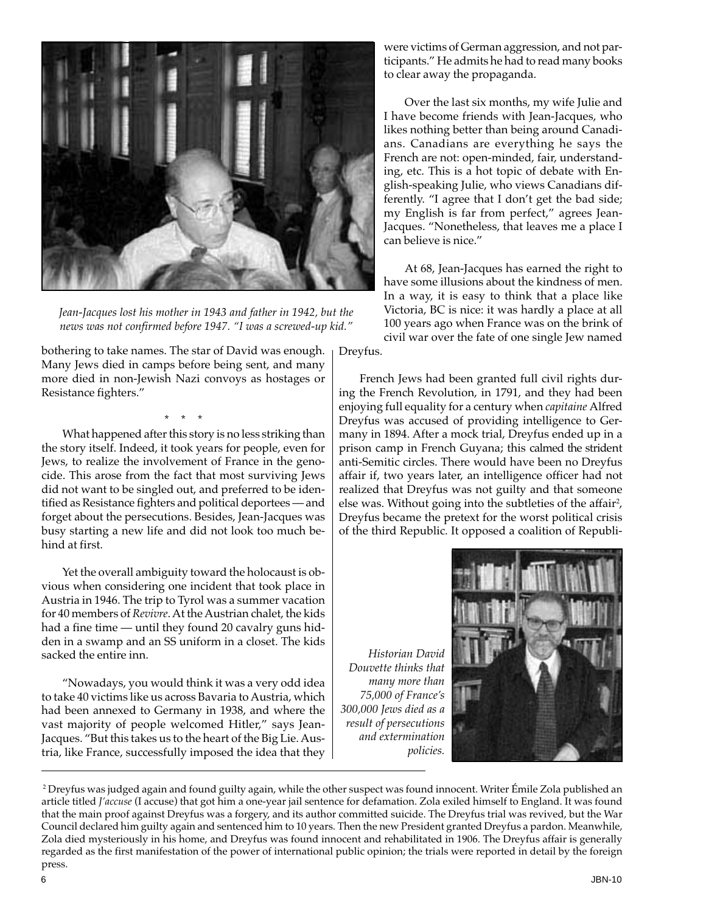*Jean-Jacques lost his mother in 1943 and father in 1942, but the news was not confirmed before 1947. "I was a screwed-up kid."*

bothering to take names. The star of David was enough. Many Jews died in camps before being sent, and many more died in non-Jewish Nazi convoys as hostages or Resistance fighters."

\* \* \*

What happened after this story is no less striking than the story itself. Indeed, it took years for people, even for Jews, to realize the involvement of France in the genocide. This arose from the fact that most surviving Jews did not want to be singled out, and preferred to be identified as Resistance fighters and political deportees — and forget about the persecutions. Besides, Jean-Jacques was busy starting a new life and did not look too much behind at first.

Yet the overall ambiguity toward the holocaust is obvious when considering one incident that took place in Austria in 1946. The trip to Tyrol was a summer vacation for 40 members of *Revivre*. At the Austrian chalet, the kids had a fine time — until they found 20 cavalry guns hidden in a swamp and an SS uniform in a closet. The kids sacked the entire inn.

"Nowadays, you would think it was a very odd idea to take 40 victims like us across Bavaria to Austria, which had been annexed to Germany in 1938, and where the vast majority of people welcomed Hitler," says Jean-Jacques. "But this takes us to the heart of the Big Lie. Austria, like France, successfully imposed the idea that they were victims of German aggression, and not participants." He admits he had to read many books to clear away the propaganda.

Over the last six months, my wife Julie and I have become friends with Jean-Jacques, who likes nothing better than being around Canadians. Canadians are everything he says the French are not: open-minded, fair, understanding, etc. This is a hot topic of debate with English-speaking Julie, who views Canadians differently. "I agree that I don't get the bad side; my English is far from perfect," agrees Jean-Jacques. "Nonetheless, that leaves me a place I can believe is nice."

At 68, Jean-Jacques has earned the right to have some illusions about the kindness of men. In a way, it is easy to think that a place like Victoria, BC is nice: it was hardly a place at all 100 years ago when France was on the brink of civil war over the fate of one single Jew named Dreyfus.

French Jews had been granted full civil rights during the French Revolution, in 1791, and they had been enjoying full equality for a century when *capitaine* Alfred Dreyfus was accused of providing intelligence to Germany in 1894. After a mock trial, Dreyfus ended up in a prison camp in French Guyana; this calmed the strident anti-Semitic circles. There would have been no Dreyfus affair if, two years later, an intelligence officer had not realized that Dreyfus was not guilty and that someone else was. Without going into the subtleties of the affair[2], Dreyfus became the pretext for the worst political crisis of the third Republic. It opposed a coalition of Republi-

*Historian David Douvette thinks that many more than 75,000 of France's 300,000 Jews died as a result of persecutions and extermination policies.*

[2] Dreyfus was judged again and found guilty again, while the other suspect was found innocent. Writer Émile Zola published an article titled *J'accuse* (I accuse) that got him a one-year jail sentence for defamation. Zola exiled himself to England. It was found that the main proof against Dreyfus was a forgery, and its author committed suicide. The Dreyfus trial was revived, but the War Council declared him guilty again and sentenced him to 10 years. Then the new President granted Dreyfus a pardon. Meanwhile, Zola died mysteriously in his home, and Dreyfus was found innocent and rehabilitated in 1906. The Dreyfus affair is generally regarded as the first manifestation of the power of international public opinion; the trials were reported in detail by the foreign press.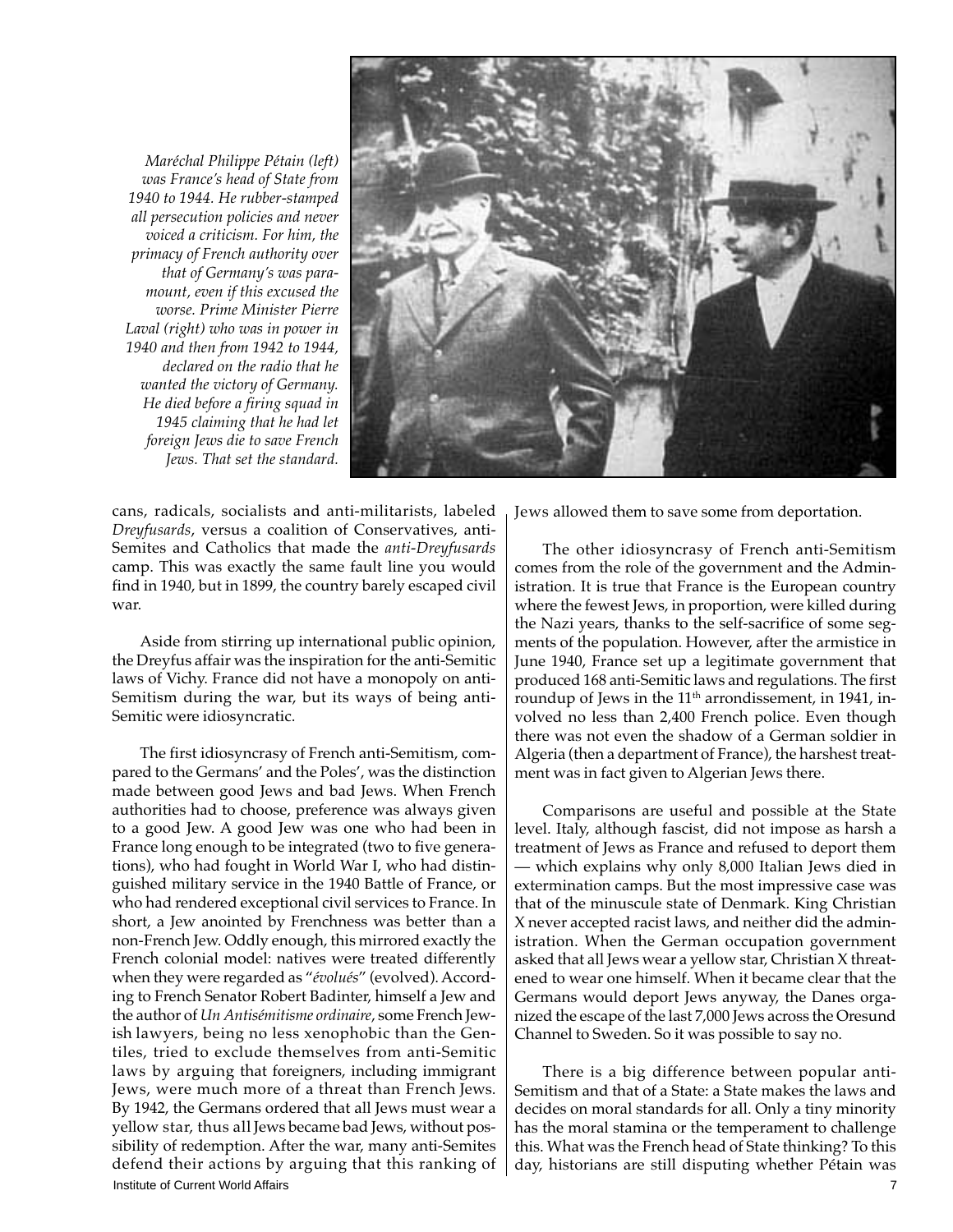*Maréchal Philippe Pétain (left) was France's head of State from 1940 to 1944. He rubber-stamped all persecution policies and never voiced a criticism. For him, the primacy of French authority over that of Germany's was paramount, even if this excused the worse. Prime Minister Pierre Laval (right) who was in power in 1940 and then from 1942 to 1944, declared on the radio that he wanted the victory of Germany. He died before a firing squad in 1945 claiming that he had let foreign Jews die to save French Jews. That set the standard.*

cans, radicals, socialists and anti-militarists, labeled *Dreyfusards*, versus a coalition of Conservatives, anti-Semites and Catholics that made the *anti-Dreyfusards* camp. This was exactly the same fault line you would find in 1940, but in 1899, the country barely escaped civil war.

Aside from stirring up international public opinion, the Dreyfus affair was the inspiration for the anti-Semitic laws of Vichy. France did not have a monopoly on anti-Semitism during the war, but its ways of being anti-Semitic were idiosyncratic.

The first idiosyncrasy of French anti-Semitism, compared to the Germans' and the Poles', was the distinction made between good Jews and bad Jews. When French authorities had to choose, preference was always given to a good Jew. A good Jew was one who had been in France long enough to be integrated (two to five generations), who had fought in World War I, who had distinguished military service in the 1940 Battle of France, or who had rendered exceptional civil services to France. In short, a Jew anointed by Frenchness was better than a non-French Jew. Oddly enough, this mirrored exactly the French colonial model: natives were treated differently when they were regarded as "*évolués*" (evolved). According to French Senator Robert Badinter, himself a Jew and the author of *Un Antisémitisme ordinaire*, some French Jewish lawyers, being no less xenophobic than the Gentiles, tried to exclude themselves from anti-Semitic laws by arguing that foreigners, including immigrant Jews, were much more of a threat than French Jews. By 1942, the Germans ordered that all Jews must wear a yellow star, thus all Jews became bad Jews, without possibility of redemption. After the war, many anti-Semites defend their actions by arguing that this ranking of Jews allowed them to save some from deportation.

The other idiosyncrasy of French anti-Semitism comes from the role of the government and the Administration. It is true that France is the European country where the fewest Jews, in proportion, were killed during the Nazi years, thanks to the self-sacrifice of some segments of the population. However, after the armistice in June 1940, France set up a legitimate government that produced 168 anti-Semitic laws and regulations. The first roundup of Jews in the 11th arrondissement, in 1941, involved no less than 2,400 French police. Even though there was not even the shadow of a German soldier in Algeria (then a department of France), the harshest treatment was in fact given to Algerian Jews there.

Comparisons are useful and possible at the State level. Italy, although fascist, did not impose as harsh a treatment of Jews as France and refused to deport them — which explains why only 8,000 Italian Jews died in extermination camps. But the most impressive case was that of the minuscule state of Denmark. King Christian X never accepted racist laws, and neither did the administration. When the German occupation government asked that all Jews wear a yellow star, Christian X threatened to wear one himself. When it became clear that the Germans would deport Jews anyway, the Danes organized the escape of the last 7,000 Jews across the Oresund Channel to Sweden. So it was possible to say no.

There is a big difference between popular anti-Semitism and that of a State: a State makes the laws and decides on moral standards for all. Only a tiny minority has the moral stamina or the temperament to challenge this. What was the French head of State thinking? To this day, historians are still disputing whether Pétain was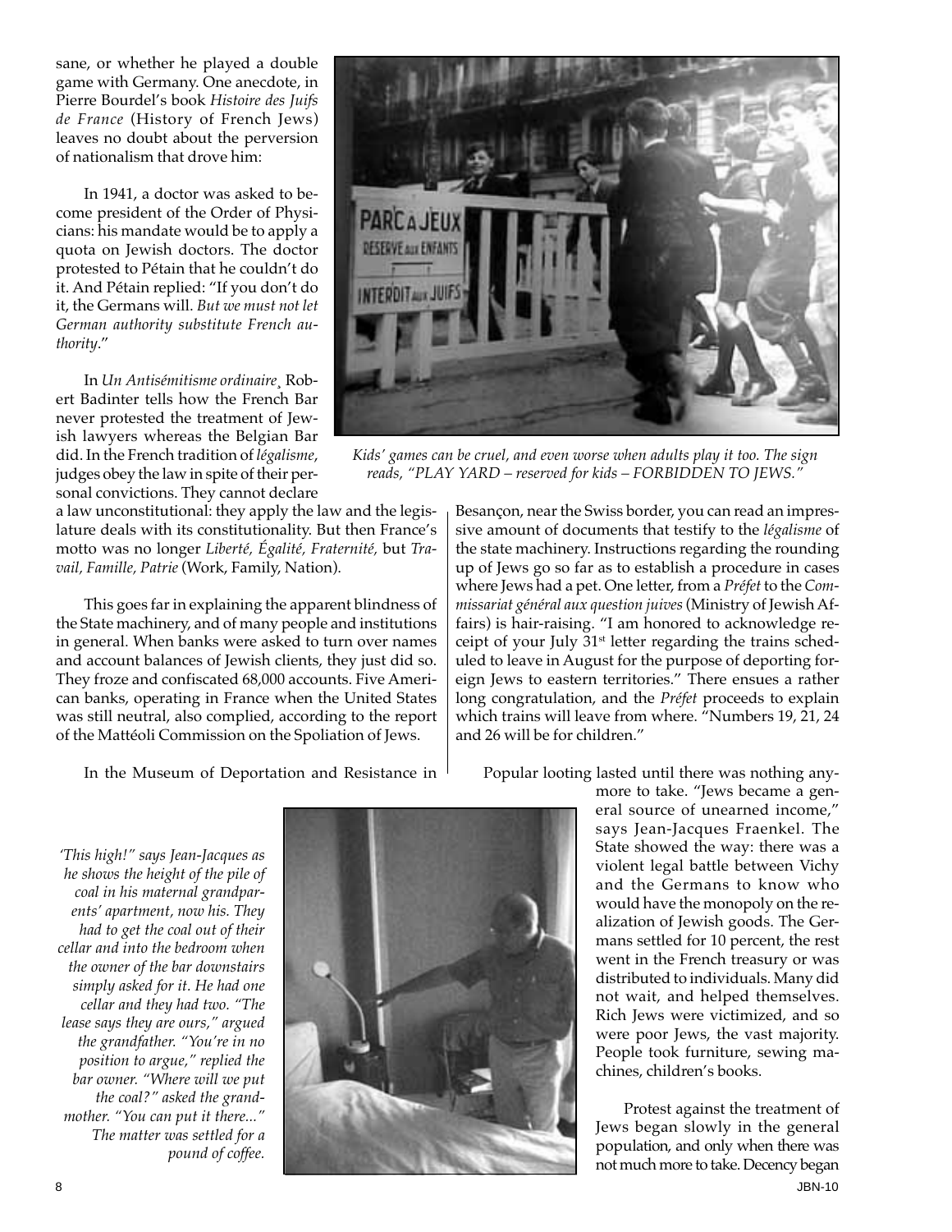sane, or whether he played a double game with Germany. One anecdote, in Pierre Bourdel's book *Histoire des Juifs de France* (History of French Jews) leaves no doubt about the perversion of nationalism that drove him:

In 1941, a doctor was asked to become president of the Order of Physicians: his mandate would be to apply a quota on Jewish doctors. The doctor protested to Pétain that he couldn't do it. And Pétain replied: "If you don't do it, the Germans will. *But we must not let German authority substitute French authority*."

In *Un Antisémitisme ordinaire*¸ Robert Badinter tells how the French Bar never protested the treatment of Jewish lawyers whereas the Belgian Bar did. In the French tradition of *légalisme*, judges obey the law in spite of their personal convictions. They cannot declare a law unconstitutional: they apply the law and the legislature deals with its constitutionality. But then France's motto was no longer *Liberté, Égalité, Fraternité,* but *Travail, Famille, Patrie* (Work, Family, Nation).

*Kids' games can be cruel, and even worse when adults play it too. The sign reads, "PLAY YARD – reserved for kids – FORBIDDEN TO JEWS."*

This goes far in explaining the apparent blindness of the State machinery, and of many people and institutions in general. When banks were asked to turn over names and account balances of Jewish clients, they just did so. They froze and confiscated 68,000 accounts. Five American banks, operating in France when the United States was still neutral, also complied, according to the report of the Mattéoli Commission on the Spoliation of Jews.

In the Museum of Deportation and Resistance in Besançon, near the Swiss border, you can read an impressive amount of documents that testify to the *légalisme* of the state machinery. Instructions regarding the rounding up of Jews go so far as to establish a procedure in cases where Jews had a pet. One letter, from a *Préfet* to the *Commissariat général aux question juives* (Ministry of Jewish Affairs) is hair-raising. "I am honored to acknowledge receipt of your July 31st letter regarding the trains scheduled to leave in August for the purpose of deporting foreign Jews to eastern territories." There ensues a rather long congratulation, and the *Préfet* proceeds to explain which trains will leave from where. "Numbers 19, 21, 24 and 26 will be for children."

*'This high!" says Jean-Jacques as he shows the height of the pile of coal in his maternal grandparents' apartment, now his. They had to get the coal out of their cellar and into the bedroom when the owner of the bar downstairs simply asked for it. He had one cellar and they had two. "The lease says they are ours," argued the grandfather. "You're in no position to argue," replied the bar owner. "Where will we put the coal?" asked the grandmother. "You can put it there..." The matter was settled for a pound of coffee.*

Popular looting lasted until there was nothing anymore to take. "Jews became a general source of unearned income," says Jean-Jacques Fraenkel. The State showed the way: there was a violent legal battle between Vichy and the Germans to know who would have the monopoly on the realization of Jewish goods. The Germans settled for 10 percent, the rest went in the French treasury or was distributed to individuals. Many did not wait, and helped themselves. Rich Jews were victimized, and so were poor Jews, the vast majority. People took furniture, sewing machines, children's books.

Protest against the treatment of Jews began slowly in the general population, and only when there was not much more to take. Decency began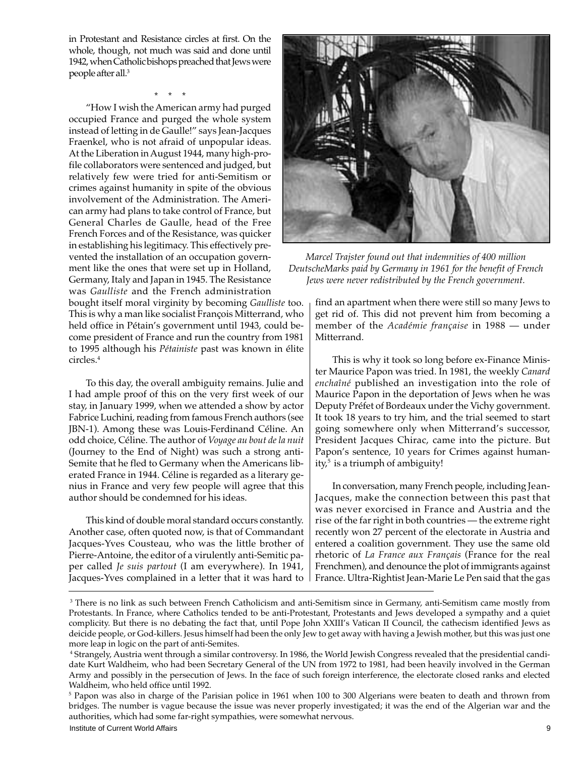in Protestant and Resistance circles at first. On the whole, though, not much was said and done until 1942, when Catholic bishops preached that Jews were people after all.[3]

\* \* \*

"How I wish the American army had purged occupied France and purged the whole system instead of letting in de Gaulle!" says Jean-Jacques Fraenkel, who is not afraid of unpopular ideas. At the Liberation in August 1944, many high-profile collaborators were sentenced and judged, but relatively few were tried for anti-Semitism or crimes against humanity in spite of the obvious involvement of the Administration. The American army had plans to take control of France, but General Charles de Gaulle, head of the Free French Forces and of the Resistance, was quicker in establishing his legitimacy. This effectively prevented the installation of an occupation government like the ones that were set up in Holland, Germany, Italy and Japan in 1945. The Resistance was *Gaulliste* and the French administration bought itself moral virginity by becoming *Gaulliste* too. This is why a man like socialist François Mitterrand, who held office in Pétain's government until 1943, could become president of France and run the country from 1981 to 1995 although his *Pétainiste* past was known in élite circles.[4]

To this day, the overall ambiguity remains. Julie and I had ample proof of this on the very first week of our stay, in January 1999, when we attended a show by actor Fabrice Luchini, reading from famous French authors (see JBN-1). Among these was Louis-Ferdinand Céline. An odd choice, Céline. The author of *Voyage au bout de la nuit* (Journey to the End of Night) was such a strong anti-Semite that he fled to Germany when the Americans liberated France in 1944. Céline is regarded as a literary genius in France and very few people will agree that this author should be condemned for his ideas.

This kind of double moral standard occurs constantly. Another case, often quoted now, is that of Commandant Jacques-Yves Cousteau, who was the little brother of Pierre-Antoine, the editor of a virulently anti-Semitic paper called *Je suis partout* (I am everywhere). In 1941, Jacques-Yves complained in a letter that it was hard to find an apartment when there were still so many Jews to get rid of. This did not prevent him from becoming a member of the *Académie française* in 1988 — under Mitterrand.

*Marcel Trajster found out that indemnities of 400 million DeutscheMarks paid by Germany in 1961 for the benefit of French Jews were never redistributed by the French government.*

This is why it took so long before ex-Finance Minister Maurice Papon was tried. In 1981, the weekly *Canard enchaîné* published an investigation into the role of Maurice Papon in the deportation of Jews when he was Deputy Préfet of Bordeaux under the Vichy government. It took 18 years to try him, and the trial seemed to start going somewhere only when Mitterrand's successor, President Jacques Chirac, came into the picture. But Papon's sentence, 10 years for Crimes against humanity,[5] is a triumph of ambiguity!

In conversation, many French people, including Jean-Jacques, make the connection between this past that was never exorcised in France and Austria and the rise of the far right in both countries — the extreme right recently won 27 percent of the electorate in Austria and entered a coalition government. They use the same old rhetoric of *La France aux Français* (France for the real Frenchmen), and denounce the plot of immigrants against France. Ultra-Rightist Jean-Marie Le Pen said that the gas

---

[3] There is no link as such between French Catholicism and anti-Semitism since in Germany, anti-Semitism came mostly from Protestants. In France, where Catholics tended to be anti-Protestant, Protestants and Jews developed a sympathy and a quiet complicity. But there is no debating the fact that, until Pope John XXIII's Vatican II Council, the cathecism identified Jews as deicide people, or God-killers. Jesus himself had been the only Jew to get away with having a Jewish mother, but this was just one more leap in logic on the part of anti-Semites.

[4] Strangely, Austria went through a similar controversy. In 1986, the World Jewish Congress revealed that the presidential candidate Kurt Waldheim, who had been Secretary General of the UN from 1972 to 1981, had been heavily involved in the German Army and possibly in the persecution of Jews. In the face of such foreign interference, the electorate closed ranks and elected Waldheim, who held office until 1992.

[5] Papon was also in charge of the Parisian police in 1961 when 100 to 300 Algerians were beaten to death and thrown from bridges. The number is vague because the issue was never properly investigated; it was the end of the Algerian war and the authorities, which had some far-right sympathies, were somewhat nervous.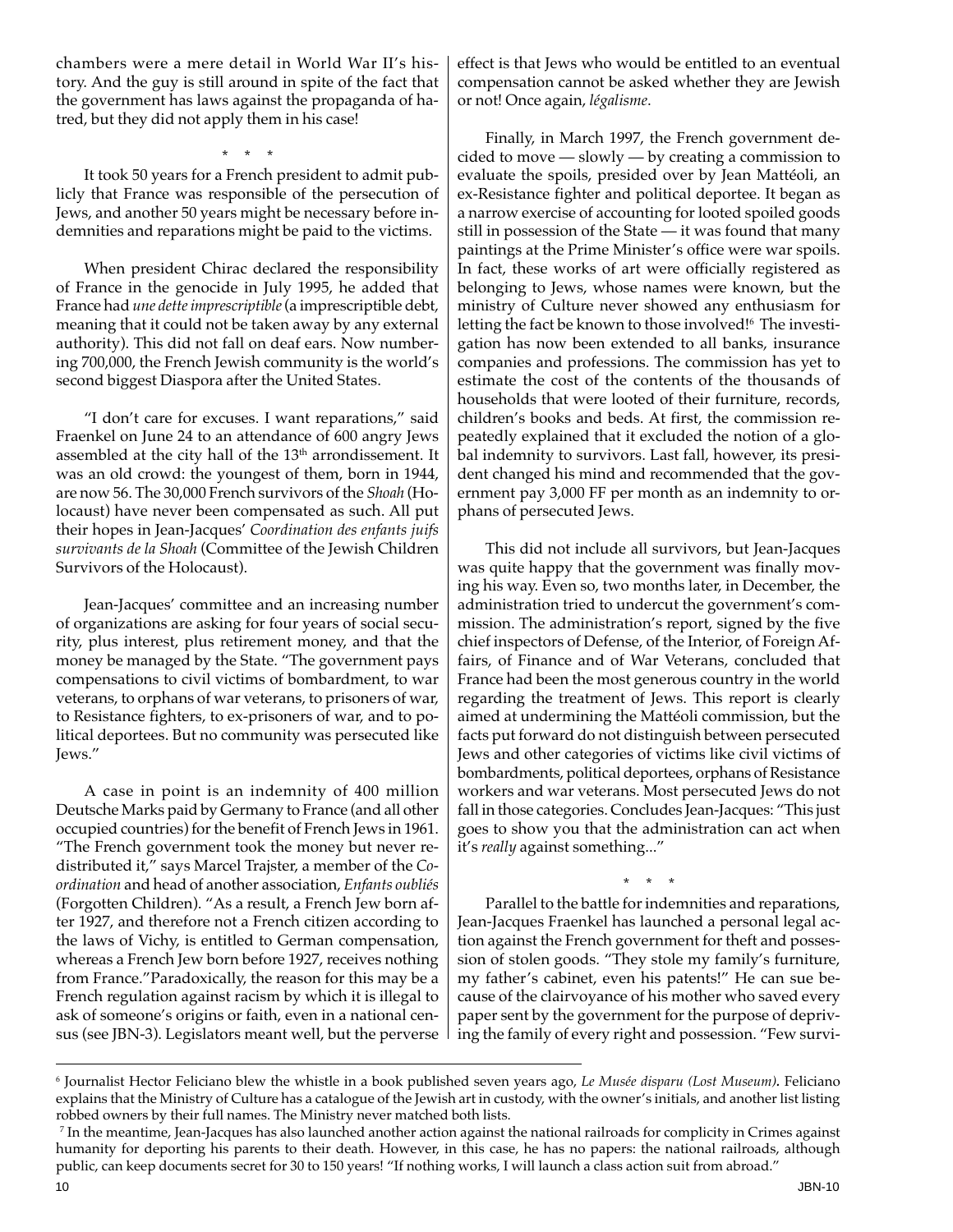chambers were a mere detail in World War II's history. And the guy is still around in spite of the fact that the government has laws against the propaganda of hatred, but they did not apply them in his case!

\* \* \*

It took 50 years for a French president to admit publicly that France was responsible of the persecution of Jews, and another 50 years might be necessary before indemnities and reparations might be paid to the victims.

When president Chirac declared the responsibility of France in the genocide in July 1995, he added that France had *une dette imprescriptible* (a imprescriptible debt, meaning that it could not be taken away by any external authority). This did not fall on deaf ears. Now numbering 700,000, the French Jewish community is the world's second biggest Diaspora after the United States.

"I don't care for excuses. I want reparations," said Fraenkel on June 24 to an attendance of 600 angry Jews assembled at the city hall of the 13th arrondissement. It was an old crowd: the youngest of them, born in 1944, are now 56. The 30,000 French survivors of the *Shoah* (Holocaust) have never been compensated as such. All put their hopes in Jean-Jacques' *Coordination des enfants juifs survivants de la Shoah* (Committee of the Jewish Children Survivors of the Holocaust).

Jean-Jacques' committee and an increasing number of organizations are asking for four years of social security, plus interest, plus retirement money, and that the money be managed by the State. "The government pays compensations to civil victims of bombardment, to war veterans, to orphans of war veterans, to prisoners of war, to Resistance fighters, to ex-prisoners of war, and to political deportees. But no community was persecuted like Jews."

A case in point is an indemnity of 400 million Deutsche Marks paid by Germany to France (and all other occupied countries) for the benefit of French Jews in 1961. "The French government took the money but never redistributed it," says Marcel Trajster, a member of the *Coordination* and head of another association, *Enfants oubliés* (Forgotten Children). "As a result, a French Jew born after 1927, and therefore not a French citizen according to the laws of Vichy, is entitled to German compensation, whereas a French Jew born before 1927, receives nothing from France."Paradoxically, the reason for this may be a French regulation against racism by which it is illegal to ask of someone's origins or faith, even in a national census (see JBN-3). Legislators meant well, but the perverse effect is that Jews who would be entitled to an eventual compensation cannot be asked whether they are Jewish or not! Once again, *légalisme*.

Finally, in March 1997, the French government decided to move — slowly — by creating a commission to evaluate the spoils, presided over by Jean Mattéoli, an ex-Resistance fighter and political deportee. It began as a narrow exercise of accounting for looted spoiled goods still in possession of the State — it was found that many paintings at the Prime Minister's office were war spoils. In fact, these works of art were officially registered as belonging to Jews, whose names were known, but the ministry of Culture never showed any enthusiasm for letting the fact be known to those involved![6] The investigation has now been extended to all banks, insurance companies and professions. The commission has yet to estimate the cost of the contents of the thousands of households that were looted of their furniture, records, children's books and beds. At first, the commission repeatedly explained that it excluded the notion of a global indemnity to survivors. Last fall, however, its president changed his mind and recommended that the government pay 3,000 FF per month as an indemnity to orphans of persecuted Jews.

This did not include all survivors, but Jean-Jacques was quite happy that the government was finally moving his way. Even so, two months later, in December, the administration tried to undercut the government's commission. The administration's report, signed by the five chief inspectors of Defense, of the Interior, of Foreign Affairs, of Finance and of War Veterans, concluded that France had been the most generous country in the world regarding the treatment of Jews. This report is clearly aimed at undermining the Mattéoli commission, but the facts put forward do not distinguish between persecuted Jews and other categories of victims like civil victims of bombardments, political deportees, orphans of Resistance workers and war veterans. Most persecuted Jews do not fall in those categories. Concludes Jean-Jacques: "This just goes to show you that the administration can act when it's *really* against something..."

\* \* \*

Parallel to the battle for indemnities and reparations, Jean-Jacques Fraenkel has launched a personal legal action against the French government for theft and possession of stolen goods. "They stole my family's furniture, my father's cabinet, even his patents!" He can sue because of the clairvoyance of his mother who saved every paper sent by the government for the purpose of depriving the family of every right and possession. "Few survi-

[6] Journalist Hector Feliciano blew the whistle in a book published seven years ago, *Le Musée disparu (Lost Museum)*. Feliciano explains that the Ministry of Culture has a catalogue of the Jewish art in custody, with the owner's initials, and another list listing robbed owners by their full names. The Ministry never matched both lists.

[7] In the meantime, Jean-Jacques has also launched another action against the national railroads for complicity in Crimes against humanity for deporting his parents to their death. However, in this case, he has no papers: the national railroads, although public, can keep documents secret for 30 to 150 years! "If nothing works, I will launch a class action suit from abroad."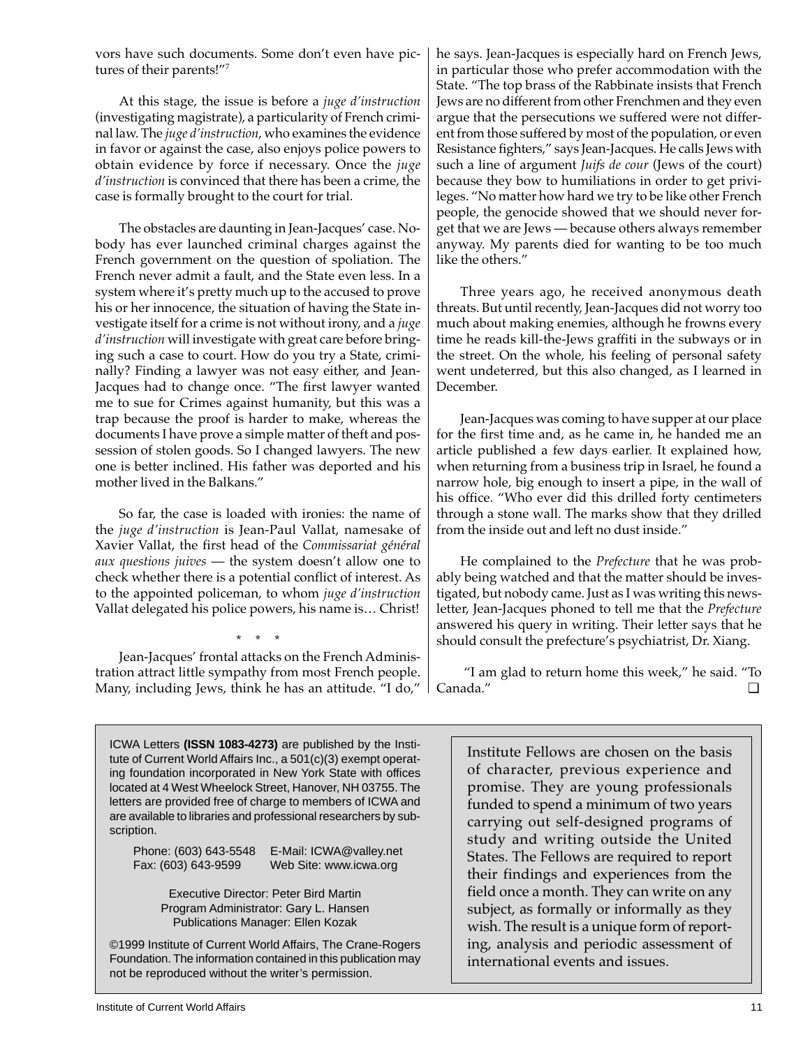vors have such documents. Some don't even have pictures of their parents!"[7]

At this stage, the issue is before a *juge d'instruction* (investigating magistrate), a particularity of French criminal law. The *juge d'instruction*, who examines the evidence in favor or against the case, also enjoys police powers to obtain evidence by force if necessary. Once the *juge d'instruction* is convinced that there has been a crime, the case is formally brought to the court for trial.

The obstacles are daunting in Jean-Jacques' case. Nobody has ever launched criminal charges against the French government on the question of spoliation. The French never admit a fault, and the State even less. In a system where it's pretty much up to the accused to prove his or her innocence, the situation of having the State investigate itself for a crime is not without irony, and a *juge d'instruction* will investigate with great care before bringing such a case to court. How do you try a State, criminally? Finding a lawyer was not easy either, and Jean-Jacques had to change once. "The first lawyer wanted me to sue for Crimes against humanity, but this was a trap because the proof is harder to make, whereas the documents I have prove a simple matter of theft and possession of stolen goods. So I changed lawyers. The new one is better inclined. His father was deported and his mother lived in the Balkans."

So far, the case is loaded with ironies: the name of the *juge d'instruction* is Jean-Paul Vallat, namesake of Xavier Vallat, the first head of the *Commissariat général aux questions juives* — the system doesn't allow one to check whether there is a potential conflict of interest. As to the appointed policeman, to whom *juge d'instruction* Vallat delegated his police powers, his name is… Christ!

\* \* \*

Jean-Jacques' frontal attacks on the French Administration attract little sympathy from most French people. Many, including Jews, think he has an attitude. "I do," he says. Jean-Jacques is especially hard on French Jews, in particular those who prefer accommodation with the State. "The top brass of the Rabbinate insists that French Jews are no different from other Frenchmen and they even argue that the persecutions we suffered were not different from those suffered by most of the population, or even Resistance fighters," says Jean-Jacques. He calls Jews with such a line of argument *Juifs de cour* (Jews of the court) because they bow to humiliations in order to get privileges. "No matter how hard we try to be like other French people, the genocide showed that we should never forget that we are Jews — because others always remember anyway. My parents died for wanting to be too much like the others."

Three years ago, he received anonymous death threats. But until recently, Jean-Jacques did not worry too much about making enemies, although he frowns every time he reads kill-the-Jews graffiti in the subways or in the street. On the whole, his feeling of personal safety went undeterred, but this also changed, as I learned in December.

Jean-Jacques was coming to have supper at our place for the first time and, as he came in, he handed me an article published a few days earlier. It explained how, when returning from a business trip in Israel, he found a narrow hole, big enough to insert a pipe, in the wall of his office. "Who ever did this drilled forty centimeters through a stone wall. The marks show that they drilled from the inside out and left no dust inside."

He complained to the *Prefecture* that he was probably being watched and that the matter should be investigated, but nobody came. Just as I was writing this newsletter, Jean-Jacques phoned to tell me that the *Prefecture* answered his query in writing. Their letter says that he should consult the prefecture's psychiatrist, Dr. Xiang.

"I am glad to return home this week," he said. "To Canada." ❑

---

ICWA Letters **(ISSN 1083-4273)** are published by the Institute of Current World Affairs Inc., a 501(c)(3) exempt operating foundation incorporated in New York State with offices located at 4 West Wheelock Street, Hanover, NH 03755. The letters are provided free of charge to members of ICWA and are available to libraries and professional researchers by subscription.

Phone: (603) 643-5548 E-Mail: ICWA@valley.net
Fax: (603) 643-9599 Web Site: www.icwa.org

Executive Director: Peter Bird Martin
Program Administrator: Gary L. Hansen
Publications Manager: Ellen Kozak

©1999 Institute of Current World Affairs, The Crane-Rogers Foundation. The information contained in this publication may not be reproduced without the writer's permission.

Institute Fellows are chosen on the basis of character, previous experience and promise. They are young professionals funded to spend a minimum of two years carrying out self-designed programs of study and writing outside the United States. The Fellows are required to report their findings and experiences from the field once a month. They can write on any subject, as formally or informally as they wish. The result is a unique form of reporting, analysis and periodic assessment of international events and issues.